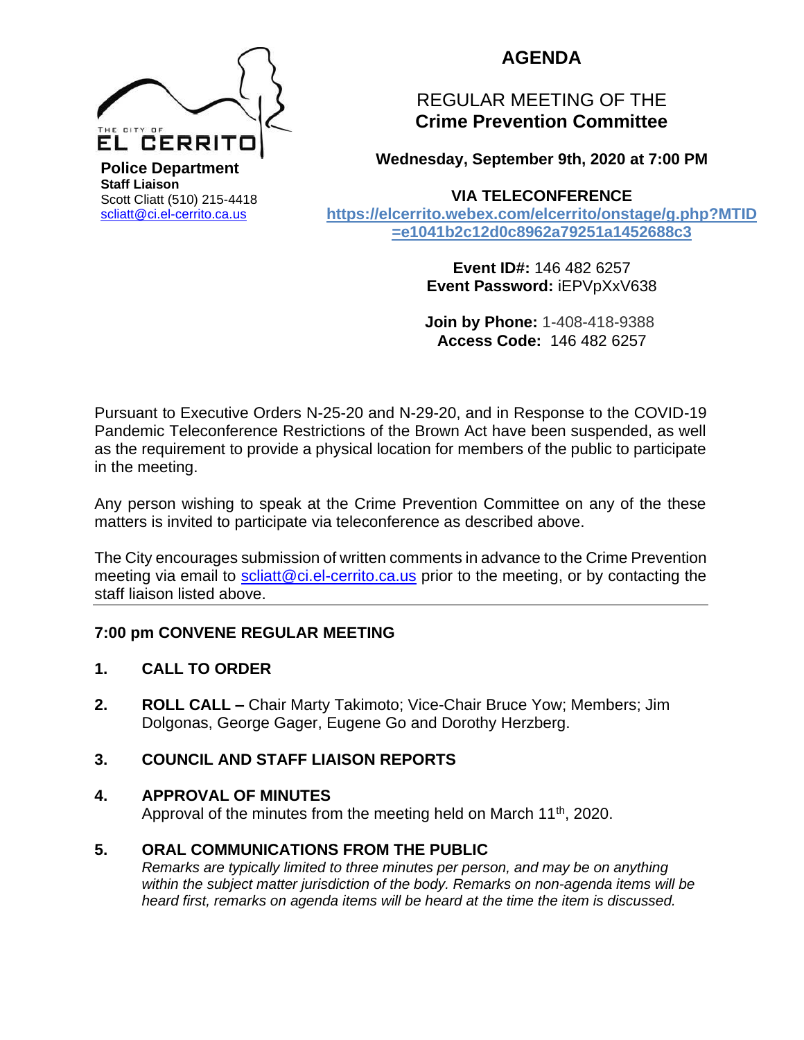THE CITY OF EL CERRITO

**Police Department**
**Staff Liaison**
Scott Cliatt (510) 215-4418
scliatt@ci.el-cerrito.ca.us

# AGENDA

## REGULAR MEETING OF THE **Crime Prevention Committee**

**Wednesday, September 9th, 2020 at 7:00 PM**

**VIA TELECONFERENCE**
**https://elcerrito.webex.com/elcerrito/onstage/g.php?MTID=e1041b2c12d0c8962a79251a1452688c3**

**Event ID#:** 146 482 6257
**Event Password:** iEPVpXxV638

**Join by Phone:** 1-408-418-9388
**Access Code:** 146 482 6257

Pursuant to Executive Orders N-25-20 and N-29-20, and in Response to the COVID-19 Pandemic Teleconference Restrictions of the Brown Act have been suspended, as well as the requirement to provide a physical location for members of the public to participate in the meeting.

Any person wishing to speak at the Crime Prevention Committee on any of the these matters is invited to participate via teleconference as described above.

The City encourages submission of written comments in advance to the Crime Prevention meeting via email to scliatt@ci.el-cerrito.ca.us prior to the meeting, or by contacting the staff liaison listed above.

---

**7:00 pm CONVENE REGULAR MEETING**

1. **CALL TO ORDER**

2. **ROLL CALL –** Chair Marty Takimoto; Vice-Chair Bruce Yow; Members; Jim Dolgonas, George Gager, Eugene Go and Dorothy Herzberg.

3. **COUNCIL AND STAFF LIAISON REPORTS**

4. **APPROVAL OF MINUTES**
   Approval of the minutes from the meeting held on March 11th, 2020.

5. **ORAL COMMUNICATIONS FROM THE PUBLIC**
   *Remarks are typically limited to three minutes per person, and may be on anything within the subject matter jurisdiction of the body. Remarks on non-agenda items will be heard first, remarks on agenda items will be heard at the time the item is discussed.*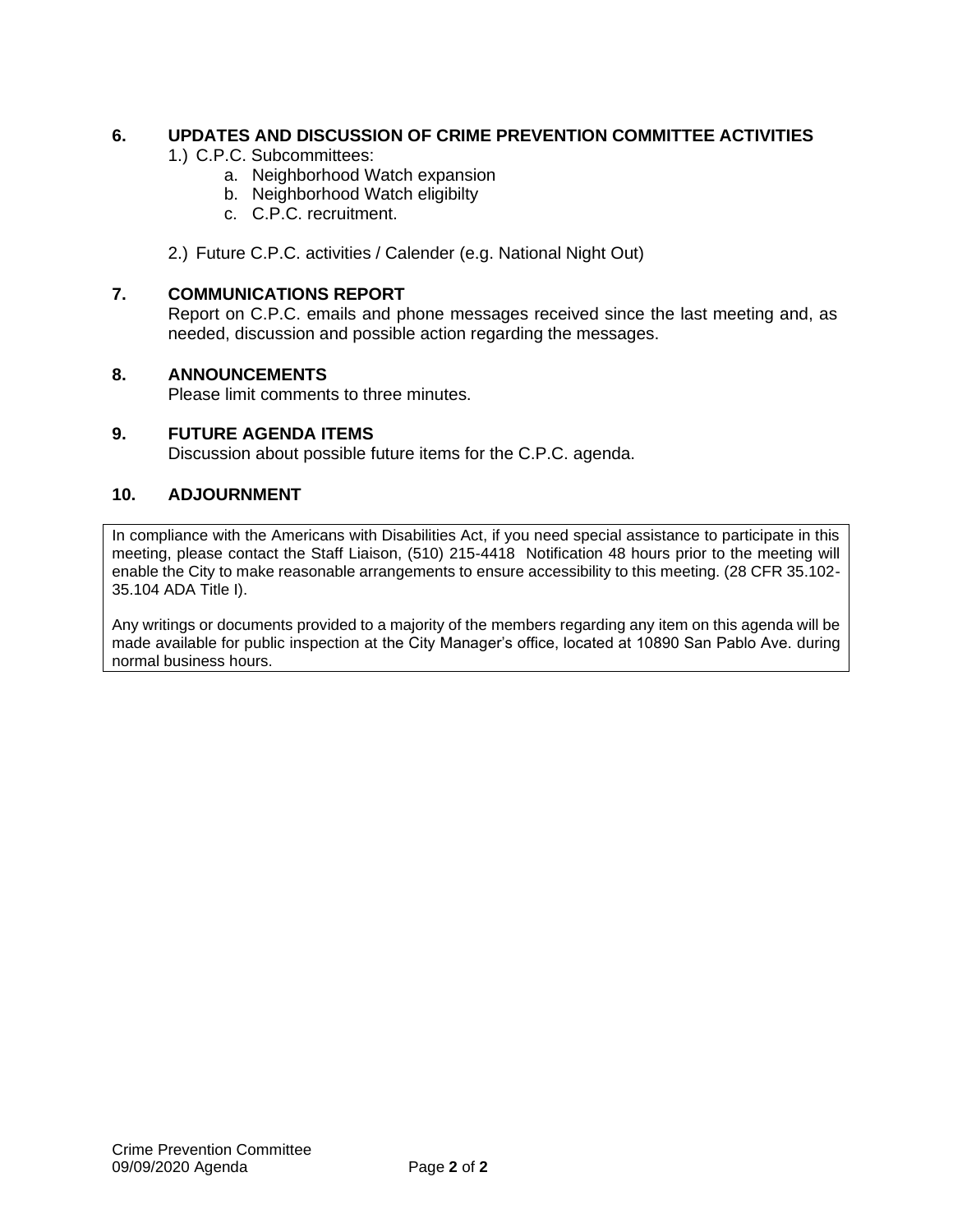## 6. UPDATES AND DISCUSSION OF CRIME PREVENTION COMMITTEE ACTIVITIES

1.) C.P.C. Subcommittees:
   a. Neighborhood Watch expansion
   b. Neighborhood Watch eligibilty
   c. C.P.C. recruitment.

2.) Future C.P.C. activities / Calender (e.g. National Night Out)

## 7. COMMUNICATIONS REPORT

Report on C.P.C. emails and phone messages received since the last meeting and, as needed, discussion and possible action regarding the messages.

## 8. ANNOUNCEMENTS

Please limit comments to three minutes.

## 9. FUTURE AGENDA ITEMS

Discussion about possible future items for the C.P.C. agenda.

## 10. ADJOURNMENT

In compliance with the Americans with Disabilities Act, if you need special assistance to participate in this meeting, please contact the Staff Liaison, (510) 215-4418 Notification 48 hours prior to the meeting will enable the City to make reasonable arrangements to ensure accessibility to this meeting. (28 CFR 35.102-35.104 ADA Title I).

Any writings or documents provided to a majority of the members regarding any item on this agenda will be made available for public inspection at the City Manager's office, located at 10890 San Pablo Ave. during normal business hours.